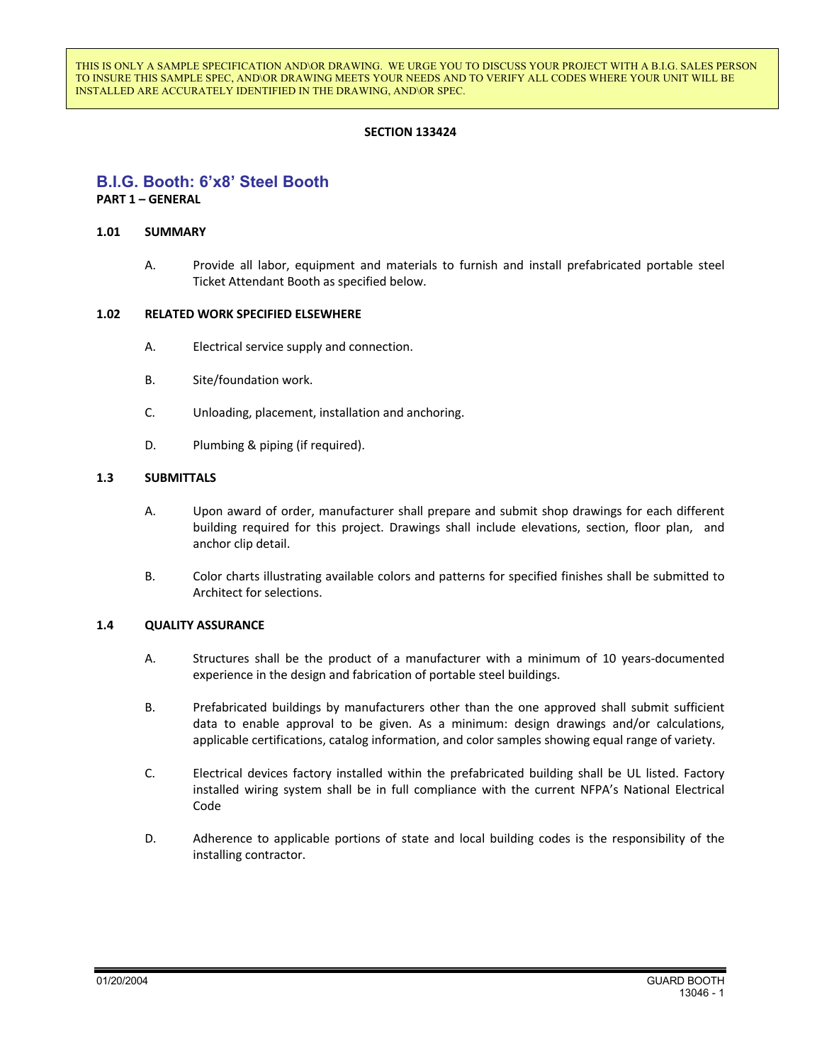THIS IS ONLY A SAMPLE SPECIFICATION AND\OR DRAWING. WE URGE YOU TO DISCUSS YOUR PROJECT WITH A B.I.G. SALES PERSON TO INSURE THIS SAMPLE SPEC, AND\OR DRAWING MEETS YOUR NEEDS AND TO VERIFY ALL CODES WHERE YOUR UNIT WILL BE INSTALLED ARE ACCURATELY IDENTIFIED IN THE DRAWING, AND\OR SPEC.

**SECTION 133424**

# B.I.G. Booth: 6'x8' Steel Booth

## PART 1 – GENERAL

### 1.01 SUMMARY

A. Provide all labor, equipment and materials to furnish and install prefabricated portable steel Ticket Attendant Booth as specified below.

### 1.02 RELATED WORK SPECIFIED ELSEWHERE

A. Electrical service supply and connection.

B. Site/foundation work.

C. Unloading, placement, installation and anchoring.

D. Plumbing & piping (if required).

### 1.3 SUBMITTALS

A. Upon award of order, manufacturer shall prepare and submit shop drawings for each different building required for this project. Drawings shall include elevations, section, floor plan, and anchor clip detail.

B. Color charts illustrating available colors and patterns for specified finishes shall be submitted to Architect for selections.

### 1.4 QUALITY ASSURANCE

A. Structures shall be the product of a manufacturer with a minimum of 10 years-documented experience in the design and fabrication of portable steel buildings.

B. Prefabricated buildings by manufacturers other than the one approved shall submit sufficient data to enable approval to be given. As a minimum: design drawings and/or calculations, applicable certifications, catalog information, and color samples showing equal range of variety.

C. Electrical devices factory installed within the prefabricated building shall be UL listed. Factory installed wiring system shall be in full compliance with the current NFPA's National Electrical Code

D. Adherence to applicable portions of state and local building codes is the responsibility of the installing contractor.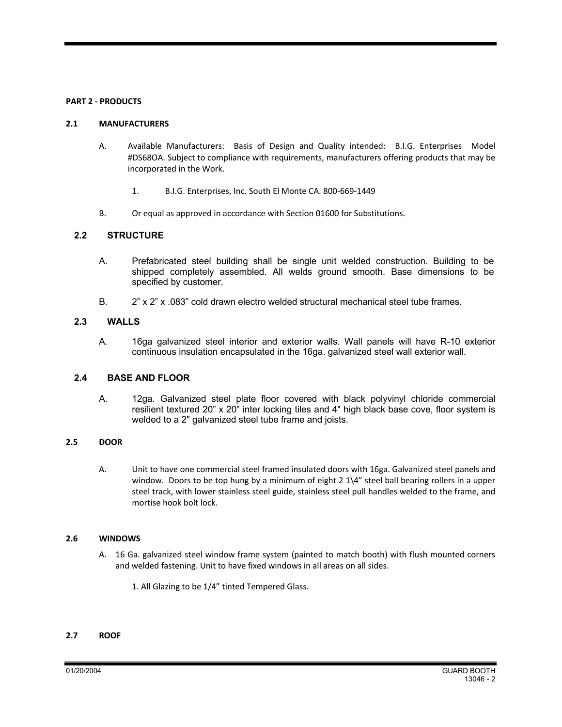## PART 2 - PRODUCTS

### 2.1 MANUFACTURERS

A. Available Manufacturers: Basis of Design and Quality intended: B.I.G. Enterprises Model #DS68OA. Subject to compliance with requirements, manufacturers offering products that may be incorporated in the Work.

1. B.I.G. Enterprises, Inc. South El Monte CA. 800-669-1449

B. Or equal as approved in accordance with Section 01600 for Substitutions.

### 2.2 STRUCTURE

A. Prefabricated steel building shall be single unit welded construction. Building to be shipped completely assembled. All welds ground smooth. Base dimensions to be specified by customer.

B. 2” x 2” x .083” cold drawn electro welded structural mechanical steel tube frames.

### 2.3 WALLS

A. 16ga galvanized steel interior and exterior walls. Wall panels will have R-10 exterior continuous insulation encapsulated in the 16ga. galvanized steel wall exterior wall.

### 2.4 BASE AND FLOOR

A. 12ga. Galvanized steel plate floor covered with black polyvinyl chloride commercial resilient textured 20” x 20” inter locking tiles and 4" high black base cove, floor system is welded to a 2" galvanized steel tube frame and joists.

### 2.5 DOOR

A. Unit to have one commercial steel framed insulated doors with 16ga. Galvanized steel panels and window. Doors to be top hung by a minimum of eight 2 1\4” steel ball bearing rollers in a upper steel track, with lower stainless steel guide, stainless steel pull handles welded to the frame, and mortise hook bolt lock.

### 2.6 WINDOWS

A. 16 Ga. galvanized steel window frame system (painted to match booth) with flush mounted corners and welded fastening. Unit to have fixed windows in all areas on all sides.

1. All Glazing to be 1/4” tinted Tempered Glass.

### 2.7 ROOF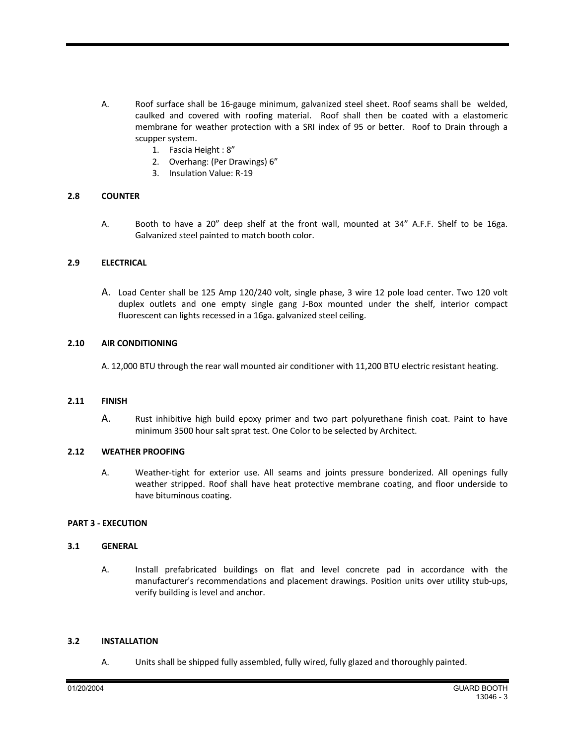A. Roof surface shall be 16-gauge minimum, galvanized steel sheet. Roof seams shall be welded, caulked and covered with roofing material. Roof shall then be coated with a elastomeric membrane for weather protection with a SRI index of 95 or better. Roof to Drain through a scupper system.
   1. Fascia Height : 8"
   2. Overhang: (Per Drawings) 6"
   3. Insulation Value: R-19

**2.8 COUNTER**

A. Booth to have a 20" deep shelf at the front wall, mounted at 34" A.F.F. Shelf to be 16ga. Galvanized steel painted to match booth color.

**2.9 ELECTRICAL**

A. Load Center shall be 125 Amp 120/240 volt, single phase, 3 wire 12 pole load center. Two 120 volt duplex outlets and one empty single gang J-Box mounted under the shelf, interior compact fluorescent can lights recessed in a 16ga. galvanized steel ceiling.

**2.10 AIR CONDITIONING**

A. 12,000 BTU through the rear wall mounted air conditioner with 11,200 BTU electric resistant heating.

**2.11 FINISH**

A. Rust inhibitive high build epoxy primer and two part polyurethane finish coat. Paint to have minimum 3500 hour salt sprat test. One Color to be selected by Architect.

**2.12 WEATHER PROOFING**

A. Weather-tight for exterior use. All seams and joints pressure bonderized. All openings fully weather stripped. Roof shall have heat protective membrane coating, and floor underside to have bituminous coating.

**PART 3 - EXECUTION**

**3.1 GENERAL**

A. Install prefabricated buildings on flat and level concrete pad in accordance with the manufacturer's recommendations and placement drawings. Position units over utility stub-ups, verify building is level and anchor.

**3.2 INSTALLATION**

A. Units shall be shipped fully assembled, fully wired, fully glazed and thoroughly painted.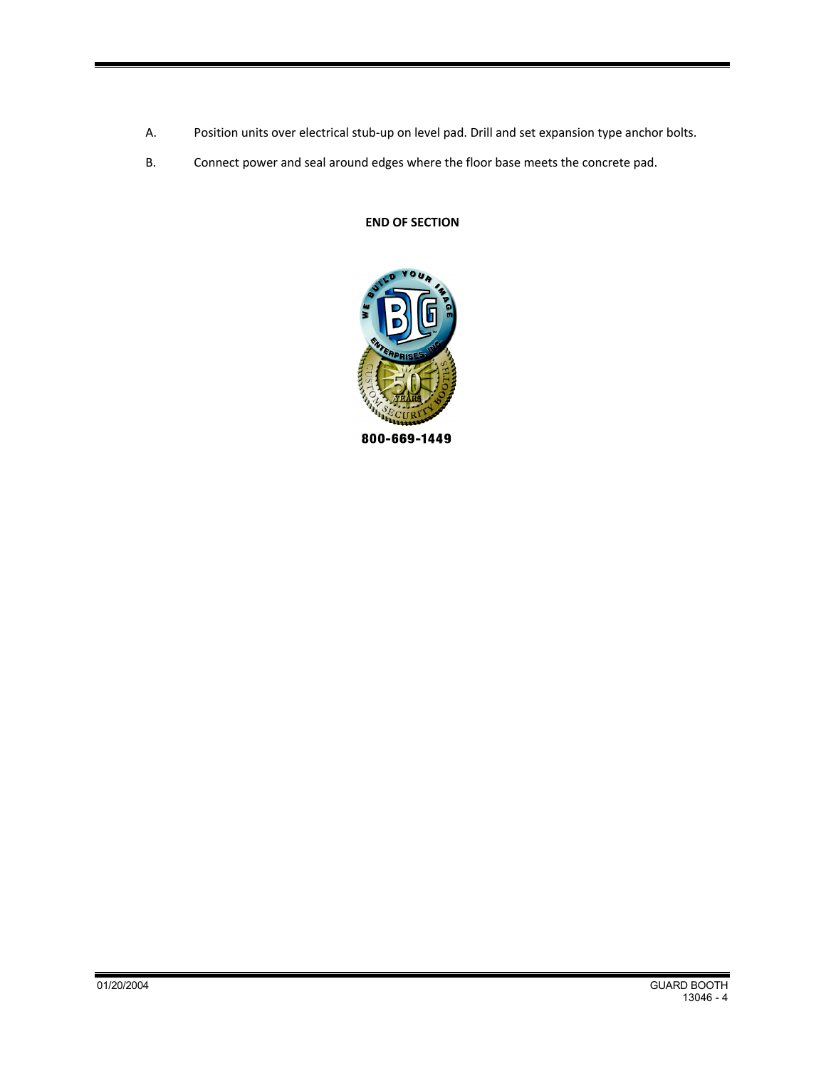A. Position units over electrical stub-up on level pad. Drill and set expansion type anchor bolts.

B. Connect power and seal around edges where the floor base meets the concrete pad.

**END OF SECTION**

800-669-1449